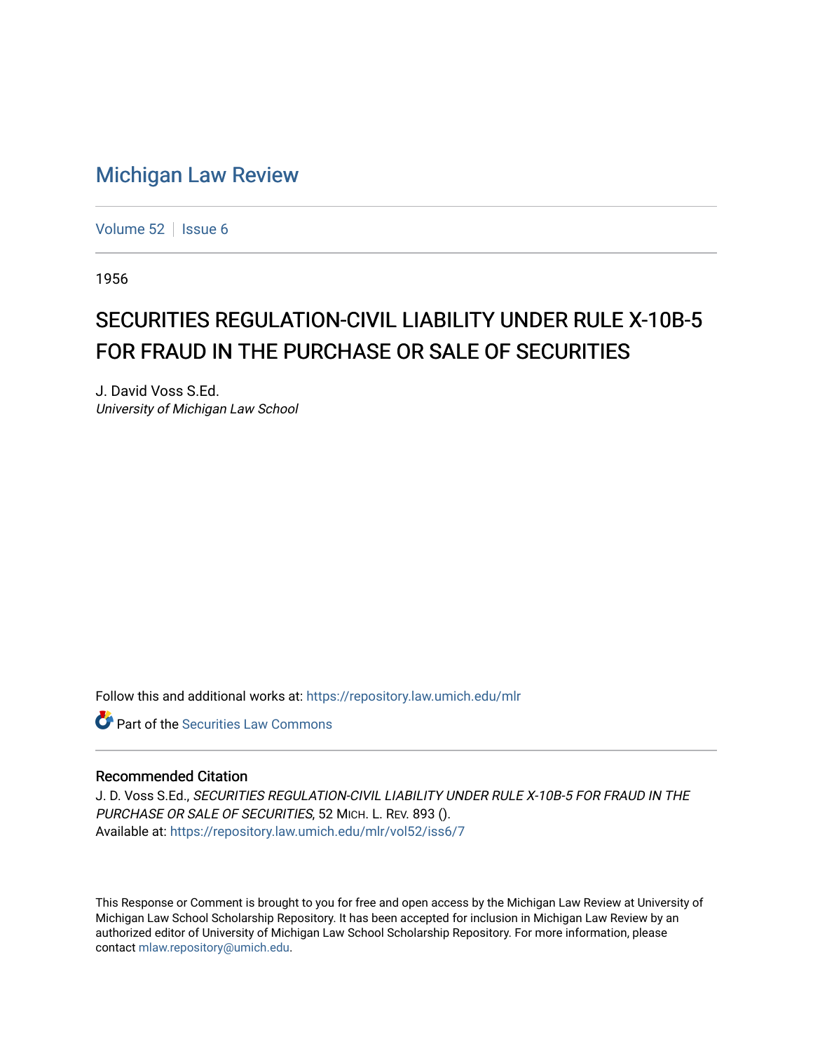# Michigan Law Review

Volume 52 | Issue 6

1956

## SECURITIES REGULATION-CIVIL LIABILITY UNDER RULE X-10B-5 FOR FRAUD IN THE PURCHASE OR SALE OF SECURITIES

J. David Voss S.Ed.
*University of Michigan Law School*

Follow this and additional works at: https://repository.law.umich.edu/mlr

Part of the Securities Law Commons

### Recommended Citation

J. D. Voss S.Ed., *SECURITIES REGULATION-CIVIL LIABILITY UNDER RULE X-10B-5 FOR FRAUD IN THE PURCHASE OR SALE OF SECURITIES*, 52 MICH. L. REV. 893 ().
Available at: https://repository.law.umich.edu/mlr/vol52/iss6/7

This Response or Comment is brought to you for free and open access by the Michigan Law Review at University of Michigan Law School Scholarship Repository. It has been accepted for inclusion in Michigan Law Review by an authorized editor of University of Michigan Law School Scholarship Repository. For more information, please contact mlaw.repository@umich.edu.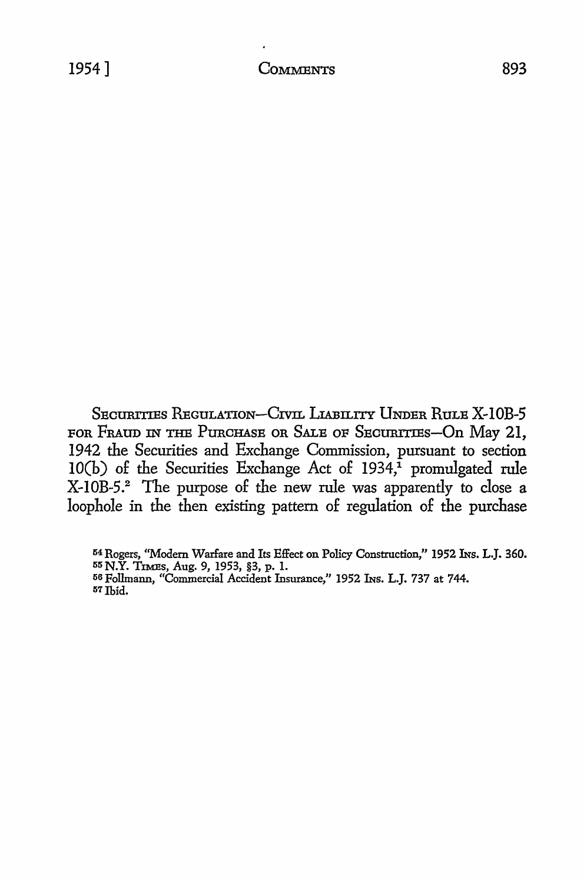SECURITIES REGULATION—CIVIL LIABILITY UNDER RULE X-10B-5 FOR FRAUD IN THE PURCHASE OR SALE OF SECURITIES—On May 21, 1942 the Securities and Exchange Commission, pursuant to section 10(b) of the Securities Exchange Act of 1934,[1] promulgated rule X-10B-5.[2] The purpose of the new rule was apparently to close a loophole in the then existing pattern of regulation of the purchase

---

[54] Rogers, "Modern Warfare and Its Effect on Policy Construction," 1952 INS. L.J. 360.

[55] N.Y. TIMES, Aug. 9, 1953, §3, p. 1.

[56] Follmann, "Commercial Accident Insurance," 1952 INS. L.J. 737 at 744.

[57] Ibid.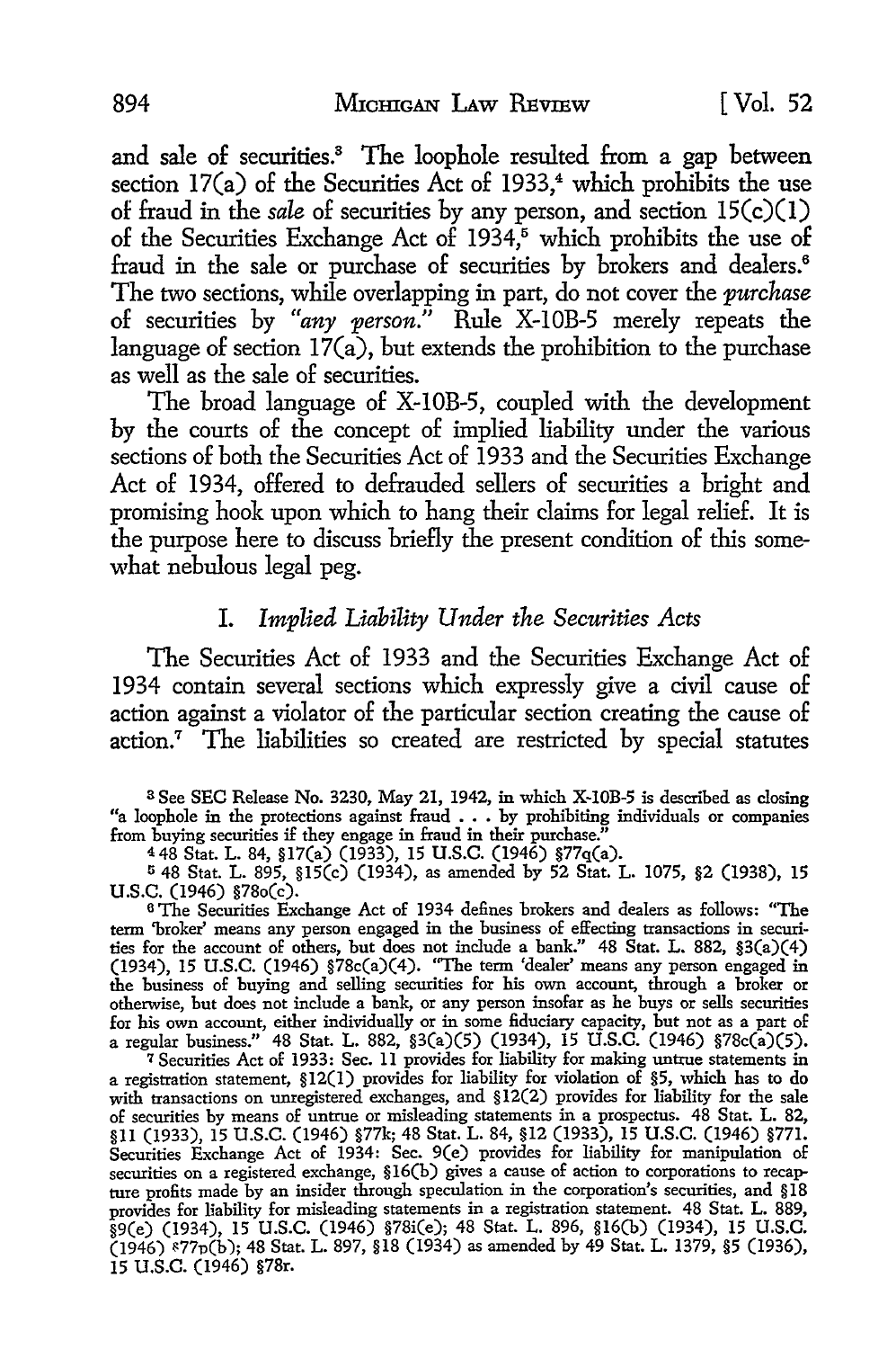and sale of securities.[3] The loophole resulted from a gap between section 17(a) of the Securities Act of 1933,[4] which prohibits the use of fraud in the *sale* of securities by any person, and section 15(c)(1) of the Securities Exchange Act of 1934,[5] which prohibits the use of fraud in the sale or purchase of securities by brokers and dealers.[6] The two sections, while overlapping in part, do not cover the *purchase* of securities by *"any person."* Rule X-10B-5 merely repeats the language of section 17(a), but extends the prohibition to the purchase as well as the sale of securities.

The broad language of X-10B-5, coupled with the development by the courts of the concept of implied liability under the various sections of both the Securities Act of 1933 and the Securities Exchange Act of 1934, offered to defrauded sellers of securities a bright and promising hook upon which to hang their claims for legal relief. It is the purpose here to discuss briefly the present condition of this somewhat nebulous legal peg.

## I. *Implied Liability Under the Securities Acts*

The Securities Act of 1933 and the Securities Exchange Act of 1934 contain several sections which expressly give a civil cause of action against a violator of the particular section creating the cause of action.[7] The liabilities so created are restricted by special statutes

---

[3] See SEC Release No. 3230, May 21, 1942, in which X-10B-5 is described as closing "a loophole in the protections against fraud . . . by prohibiting individuals or companies from buying securities if they engage in fraud in their purchase."

[4] 48 Stat. L. 84, §17(a) (1933), 15 U.S.C. (1946) §77q(a).

[5] 48 Stat. L. 895, §15(c) (1934), as amended by 52 Stat. L. 1075, §2 (1938), 15 U.S.C. (1946) §78o(c).

[6] The Securities Exchange Act of 1934 defines brokers and dealers as follows: "The term 'broker' means any person engaged in the business of effecting transactions in securities for the account of others, but does not include a bank." 48 Stat. L. 882, §3(a)(4) (1934), 15 U.S.C. (1946) §78c(a)(4). "The term 'dealer' means any person engaged in the business of buying and selling securities for his own account, through a broker or otherwise, but does not include a bank, or any person insofar as he buys or sells securities for his own account, either individually or in some fiduciary capacity, but not as a part of a regular business." 48 Stat. L. 882, §3(a)(5) (1934), 15 U.S.C. (1946) §78c(a)(5).

[7] Securities Act of 1933: Sec. 11 provides for liability for making untrue statements in a registration statement, §12(1) provides for liability for violation of §5, which has to do with transactions on unregistered exchanges, and §12(2) provides for liability for the sale of securities by means of untrue or misleading statements in a prospectus. 48 Stat. L. 82, §11 (1933), 15 U.S.C. (1946) §77k; 48 Stat. L. 84, §12 (1933), 15 U.S.C. (1946) §77l. Securities Exchange Act of 1934: Sec. 9(e) provides for liability for manipulation of securities on a registered exchange, §16(b) gives a cause of action to corporations to recapture profits made by an insider through speculation in the corporation's securities, and §18 provides for liability for misleading statements in a registration statement. 48 Stat. L. 889, §9(e) (1934), 15 U.S.C. (1946) §78i(e); 48 Stat. L. 896, §16(b) (1934), 15 U.S.C. (1946) §77p(b); 48 Stat. L. 897, §18 (1934) as amended by 49 Stat. L. 1379, §5 (1936), 15 U.S.C. (1946) §78r.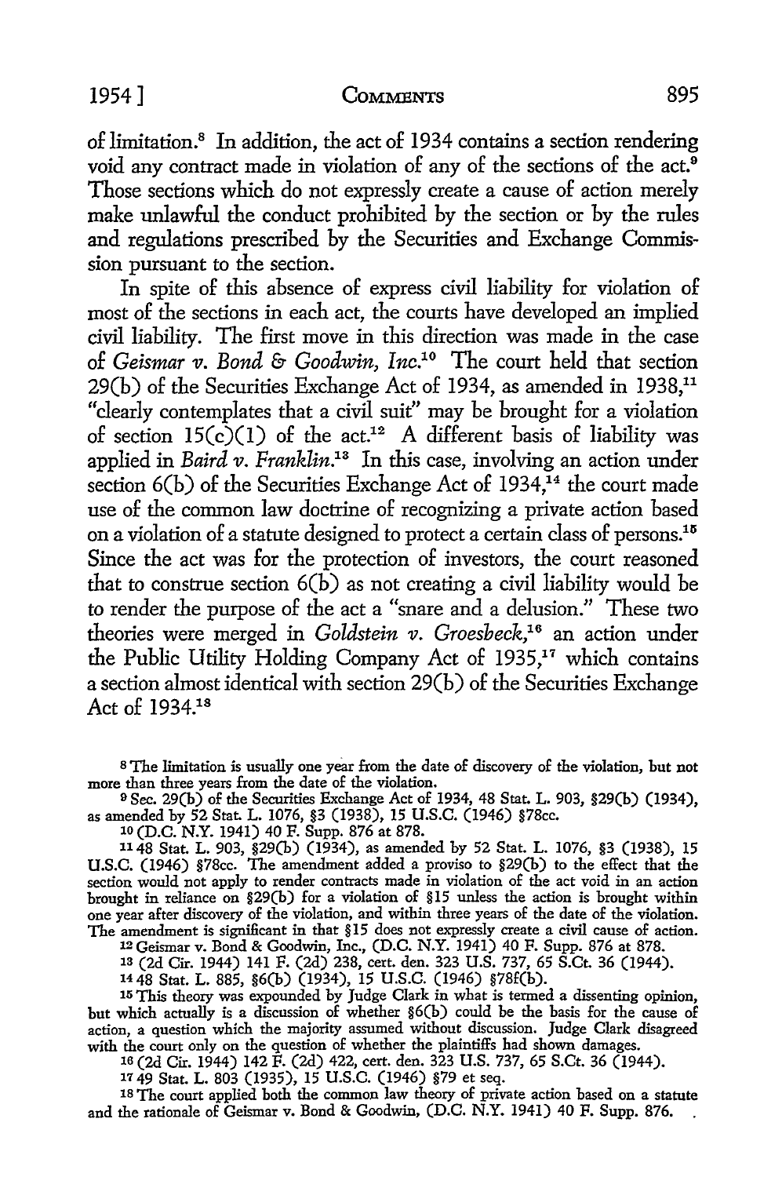of limitation.[8] In addition, the act of 1934 contains a section rendering void any contract made in violation of any of the sections of the act.[9] Those sections which do not expressly create a cause of action merely make unlawful the conduct prohibited by the section or by the rules and regulations prescribed by the Securities and Exchange Commission pursuant to the section.

In spite of this absence of express civil liability for violation of most of the sections in each act, the courts have developed an implied civil liability. The first move in this direction was made in the case of *Geismar v. Bond & Goodwin, Inc.*[10] The court held that section 29(b) of the Securities Exchange Act of 1934, as amended in 1938,[11] "clearly contemplates that a civil suit" may be brought for a violation of section 15(c)(1) of the act.[12] A different basis of liability was applied in *Baird v. Franklin.*[13] In this case, involving an action under section 6(b) of the Securities Exchange Act of 1934,[14] the court made use of the common law doctrine of recognizing a private action based on a violation of a statute designed to protect a certain class of persons.[15] Since the act was for the protection of investors, the court reasoned that to construe section 6(b) as not creating a civil liability would be to render the purpose of the act a "snare and a delusion." These two theories were merged in *Goldstein v. Groesbeck,*[16] an action under the Public Utility Holding Company Act of 1935,[17] which contains a section almost identical with section 29(b) of the Securities Exchange Act of 1934.[18]

---

[8] The limitation is usually one year from the date of discovery of the violation, but not more than three years from the date of the violation.

[9] Sec. 29(b) of the Securities Exchange Act of 1934, 48 Stat. L. 903, §29(b) (1934), as amended by 52 Stat. L. 1076, §3 (1938), 15 U.S.C. (1946) §78cc.

[10] (D.C. N.Y. 1941) 40 F. Supp. 876 at 878.

[11] 48 Stat. L. 903, §29(b) (1934), as amended by 52 Stat. L. 1076, §3 (1938), 15 U.S.C. (1946) §78cc. The amendment added a proviso to §29(b) to the effect that the section would not apply to render contracts made in violation of the act void in an action brought in reliance on §29(b) for a violation of §15 unless the action is brought within one year after discovery of the violation, and within three years of the date of the violation. The amendment is significant in that §15 does not expressly create a civil cause of action.

[12] Geismar v. Bond & Goodwin, Inc., (D.C. N.Y. 1941) 40 F. Supp. 876 at 878.

[13] (2d Cir. 1944) 141 F. (2d) 238, cert. den. 323 U.S. 737, 65 S.Ct. 36 (1944).

[14] 48 Stat. L. 885, §6(b) (1934), 15 U.S.C. (1946) §78f(b).

[15] This theory was expounded by Judge Clark in what is termed a dissenting opinion, but which actually is a discussion of whether §6(b) could be the basis for the cause of action, a question which the majority assumed without discussion. Judge Clark disagreed with the court only on the question of whether the plaintiffs had shown damages.

[16] (2d Cir. 1944) 142 F. (2d) 422, cert. den. 323 U.S. 737, 65 S.Ct. 36 (1944).

[17] 49 Stat. L. 803 (1935), 15 U.S.C. (1946) §79 et seq.

[18] The court applied both the common law theory of private action based on a statute and the rationale of Geismar v. Bond & Goodwin, (D.C. N.Y. 1941) 40 F. Supp. 876.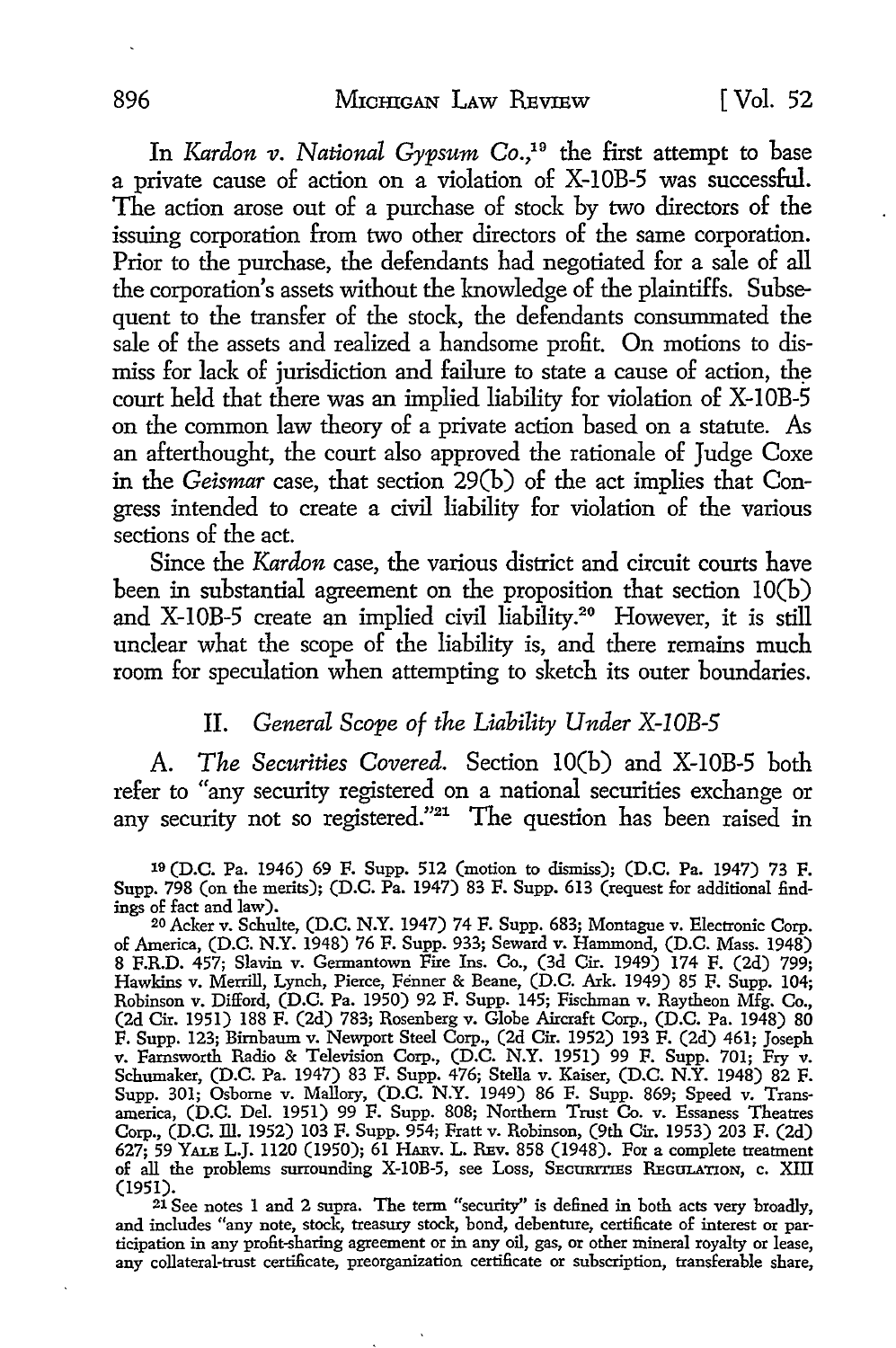In *Kardon v. National Gypsum Co.*,[19] the first attempt to base a private cause of action on a violation of X-10B-5 was successful. The action arose out of a purchase of stock by two directors of the issuing corporation from two other directors of the same corporation. Prior to the purchase, the defendants had negotiated for a sale of all the corporation's assets without the knowledge of the plaintiffs. Subsequent to the transfer of the stock, the defendants consummated the sale of the assets and realized a handsome profit. On motions to dismiss for lack of jurisdiction and failure to state a cause of action, the court held that there was an implied liability for violation of X-10B-5 on the common law theory of a private action based on a statute. As an afterthought, the court also approved the rationale of Judge Coxe in the *Geismar* case, that section 29(b) of the act implies that Congress intended to create a civil liability for violation of the various sections of the act.

Since the *Kardon* case, the various district and circuit courts have been in substantial agreement on the proposition that section 10(b) and X-10B-5 create an implied civil liability.[20] However, it is still unclear what the scope of the liability is, and there remains much room for speculation when attempting to sketch its outer boundaries.

## II. *General Scope of the Liability Under X-10B-5*

A. *The Securities Covered.* Section 10(b) and X-10B-5 both refer to "any security registered on a national securities exchange or any security not so registered."[21] The question has been raised in

[19] (D.C. Pa. 1946) 69 F. Supp. 512 (motion to dismiss); (D.C. Pa. 1947) 73 F. Supp. 798 (on the merits); (D.C. Pa. 1947) 83 F. Supp. 613 (request for additional findings of fact and law).

[20] Acker v. Schulte, (D.C. N.Y. 1947) 74 F. Supp. 683; Montague v. Electronic Corp. of America, (D.C. N.Y. 1948) 76 F. Supp. 933; Seward v. Hammond, (D.C. Mass. 1948) 8 F.R.D. 457; Slavin v. Germantown Fire Ins. Co., (3d Cir. 1949) 174 F. (2d) 799; Hawkins v. Merrill, Lynch, Pierce, Fenner & Beane, (D.C. Ark. 1949) 85 F. Supp. 104; Robinson v. Difford, (D.C. Pa. 1950) 92 F. Supp. 145; Fischman v. Raytheon Mfg. Co., (2d Cir. 1951) 188 F. (2d) 783; Rosenberg v. Globe Aircraft Corp., (D.C. Pa. 1948) 80 F. Supp. 123; Birnbaum v. Newport Steel Corp., (2d Cir. 1952) 193 F. (2d) 461; Joseph v. Farnsworth Radio & Television Corp., (D.C. N.Y. 1951) 99 F. Supp. 701; Fry v. Schumaker, (D.C. Pa. 1947) 83 F. Supp. 476; Stella v. Kaiser, (D.C. N.Y. 1948) 82 F. Supp. 301; Osborne v. Mallory, (D.C. N.Y. 1949) 86 F. Supp. 869; Speed v. Transamerica, (D.C. Del. 1951) 99 F. Supp. 808; Northern Trust Co. v. Essaness Theatres Corp., (D.C. Ill. 1952) 103 F. Supp. 954; Fratt v. Robinson, (9th Cir. 1953) 203 F. (2d) 627; 59 YALE L.J. 1120 (1950); 61 HARV. L. REV. 858 (1948). For a complete treatment of all the problems surrounding X-10B-5, see LOSS, SECURITIES REGULATION, c. XIII (1951).

[21] See notes 1 and 2 supra. The term "security" is defined in both acts very broadly, and includes "any note, stock, treasury stock, bond, debenture, certificate of interest or participation in any profit-sharing agreement or in any oil, gas, or other mineral royalty or lease, any collateral-trust certificate, preorganization certificate or subscription, transferable share,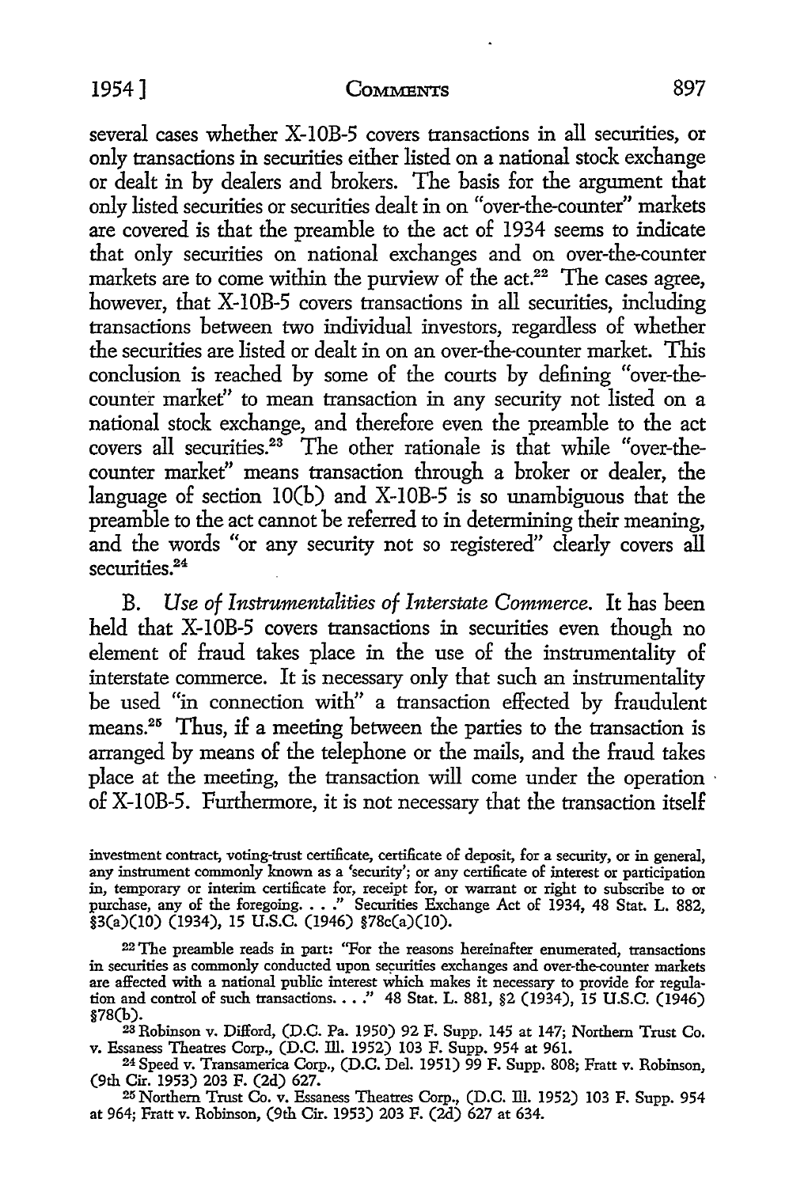several cases whether X-10B-5 covers transactions in all securities, or only transactions in securities either listed on a national stock exchange or dealt in by dealers and brokers. The basis for the argument that only listed securities or securities dealt in on "over-the-counter" markets are covered is that the preamble to the act of 1934 seems to indicate that only securities on national exchanges and on over-the-counter markets are to come within the purview of the act.[22] The cases agree, however, that X-10B-5 covers transactions in all securities, including transactions between two individual investors, regardless of whether the securities are listed or dealt in on an over-the-counter market. This conclusion is reached by some of the courts by defining "over-the-counter market" to mean transaction in any security not listed on a national stock exchange, and therefore even the preamble to the act covers all securities.[23] The other rationale is that while "over-the-counter market" means transaction through a broker or dealer, the language of section 10(b) and X-10B-5 is so unambiguous that the preamble to the act cannot be referred to in determining their meaning, and the words "or any security not so registered" clearly covers all securities.[24]

B. *Use of Instrumentalities of Interstate Commerce.* It has been held that X-10B-5 covers transactions in securities even though no element of fraud takes place in the use of the instrumentality of interstate commerce. It is necessary only that such an instrumentality be used "in connection with" a transaction effected by fraudulent means.[25] Thus, if a meeting between the parties to the transaction is arranged by means of the telephone or the mails, and the fraud takes place at the meeting, the transaction will come under the operation of X-10B-5. Furthermore, it is not necessary that the transaction itself

investment contract, voting-trust certificate, certificate of deposit, for a security, or in general, any instrument commonly known as a 'security'; or any certificate of interest or participation in, temporary or interim certificate for, receipt for, or warrant or right to subscribe to or purchase, any of the foregoing. . . ." Securities Exchange Act of 1934, 48 Stat. L. 882, §3(a)(10) (1934), 15 U.S.C. (1946) §78c(a)(10).

[22] The preamble reads in part: "For the reasons hereinafter enumerated, transactions in securities as commonly conducted upon securities exchanges and over-the-counter markets are affected with a national public interest which makes it necessary to provide for regulation and control of such transactions. . . ." 48 Stat. L. 881, §2 (1934), 15 U.S.C. (1946) §78(b).

[23] Robinson v. Difford, (D.C. Pa. 1950) 92 F. Supp. 145 at 147; Northern Trust Co. v. Essaness Theatres Corp., (D.C. Ill. 1952) 103 F. Supp. 954 at 961.

[24] Speed v. Transamerica Corp., (D.C. Del. 1951) 99 F. Supp. 808; Fratt v. Robinson, (9th Cir. 1953) 203 F. (2d) 627.

[25] Northern Trust Co. v. Essaness Theatres Corp., (D.C. Ill. 1952) 103 F. Supp. 954 at 964; Fratt v. Robinson, (9th Cir. 1953) 203 F. (2d) 627 at 634.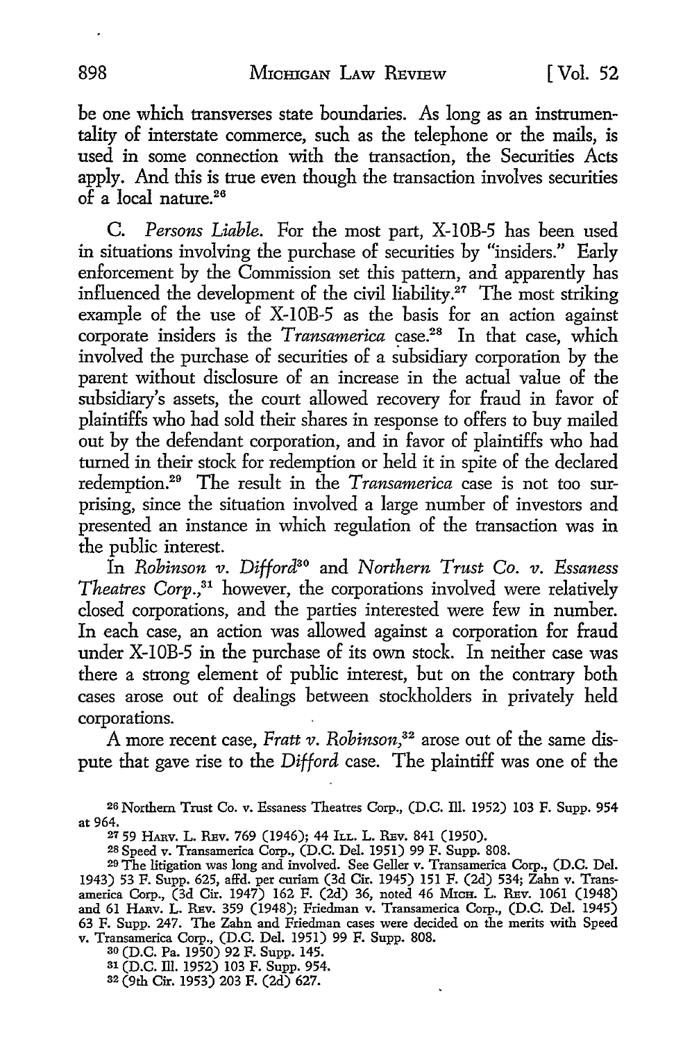be one which transverses state boundaries. As long as an instrumentality of interstate commerce, such as the telephone or the mails, is used in some connection with the transaction, the Securities Acts apply. And this is true even though the transaction involves securities of a local nature.[26]

C. *Persons Liable.* For the most part, X-10B-5 has been used in situations involving the purchase of securities by "insiders." Early enforcement by the Commission set this pattern, and apparently has influenced the development of the civil liability.[27] The most striking example of the use of X-10B-5 as the basis for an action against corporate insiders is the *Transamerica* case.[28] In that case, which involved the purchase of securities of a subsidiary corporation by the parent without disclosure of an increase in the actual value of the subsidiary's assets, the court allowed recovery for fraud in favor of plaintiffs who had sold their shares in response to offers to buy mailed out by the defendant corporation, and in favor of plaintiffs who had turned in their stock for redemption or held it in spite of the declared redemption.[29] The result in the *Transamerica* case is not too surprising, since the situation involved a large number of investors and presented an instance in which regulation of the transaction was in the public interest.

In *Robinson v. Difford*[30] and *Northern Trust Co. v. Essaness Theatres Corp.*,[31] however, the corporations involved were relatively closed corporations, and the parties interested were few in number. In each case, an action was allowed against a corporation for fraud under X-10B-5 in the purchase of its own stock. In neither case was there a strong element of public interest, but on the contrary both cases arose out of dealings between stockholders in privately held corporations.

A more recent case, *Fratt v. Robinson*,[32] arose out of the same dispute that gave rise to the *Difford* case. The plaintiff was one of the

---

[26] Northern Trust Co. v. Essaness Theatres Corp., (D.C. Ill. 1952) 103 F. Supp. 954 at 964.

[27] 59 Harv. L. Rev. 769 (1946); 44 Ill. L. Rev. 841 (1950).

[28] Speed v. Transamerica Corp., (D.C. Del. 1951) 99 F. Supp. 808.

[29] The litigation was long and involved. See Geller v. Transamerica Corp., (D.C. Del. 1943) 53 F. Supp. 625, affd. per curiam (3d Cir. 1945) 151 F. (2d) 534; Zahn v. Transamerica Corp., (3d Cir. 1947) 162 F. (2d) 36, noted 46 Mich. L. Rev. 1061 (1948) and 61 Harv. L. Rev. 359 (1948); Friedman v. Transamerica Corp., (D.C. Del. 1945) 63 F. Supp. 247. The Zahn and Friedman cases were decided on the merits with Speed v. Transamerica Corp., (D.C. Del. 1951) 99 F. Supp. 808.

[30] (D.C. Pa. 1950) 92 F. Supp. 145.

[31] (D.C. Ill. 1952) 103 F. Supp. 954.

[32] (9th Cir. 1953) 203 F. (2d) 627.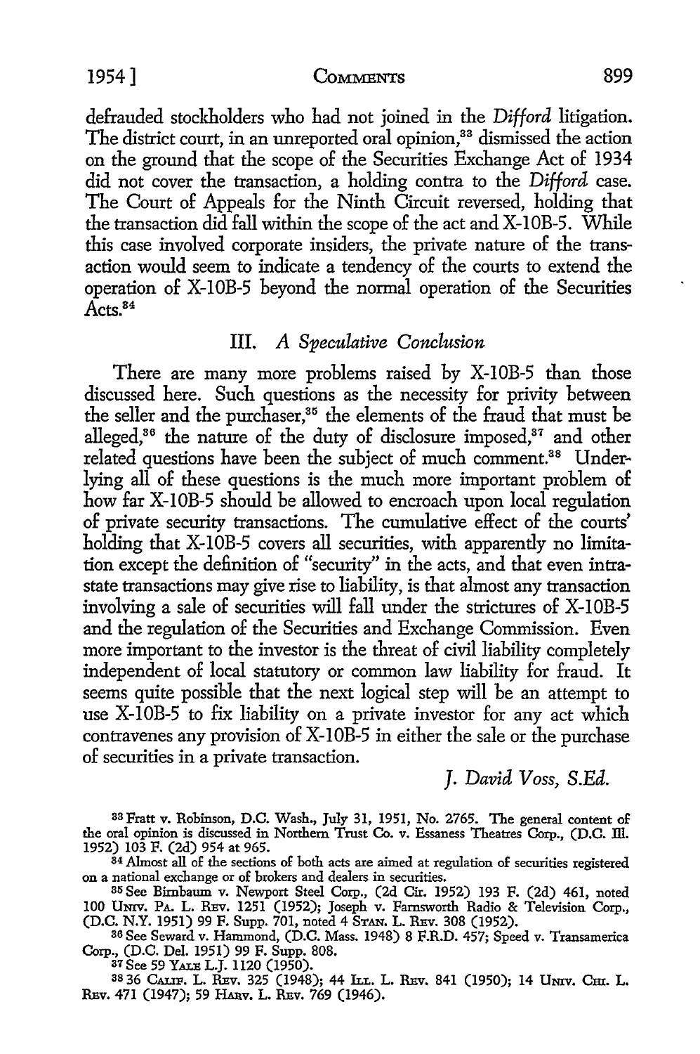defrauded stockholders who had not joined in the *Difford* litigation. The district court, in an unreported oral opinion,[33] dismissed the action on the ground that the scope of the Securities Exchange Act of 1934 did not cover the transaction, a holding contra to the *Difford* case. The Court of Appeals for the Ninth Circuit reversed, holding that the transaction did fall within the scope of the act and X-10B-5. While this case involved corporate insiders, the private nature of the transaction would seem to indicate a tendency of the courts to extend the operation of X-10B-5 beyond the normal operation of the Securities Acts.[34]

### III. *A Speculative Conclusion*

There are many more problems raised by X-10B-5 than those discussed here. Such questions as the necessity for privity between the seller and the purchaser,[35] the elements of the fraud that must be alleged,[36] the nature of the duty of disclosure imposed,[37] and other related questions have been the subject of much comment.[38] Underlying all of these questions is the much more important problem of how far X-10B-5 should be allowed to encroach upon local regulation of private security transactions. The cumulative effect of the courts' holding that X-10B-5 covers all securities, with apparently no limitation except the definition of "security" in the acts, and that even intrastate transactions may give rise to liability, is that almost any transaction involving a sale of securities will fall under the strictures of X-10B-5 and the regulation of the Securities and Exchange Commission. Even more important to the investor is the threat of civil liability completely independent of local statutory or common law liability for fraud. It seems quite possible that the next logical step will be an attempt to use X-10B-5 to fix liability on a private investor for any act which contravenes any provision of X-10B-5 in either the sale or the purchase of securities in a private transaction.

*J. David Voss, S.Ed.*

---

[33] Fratt v. Robinson, D.C. Wash., July 31, 1951, No. 2765. The general content of the oral opinion is discussed in Northern Trust Co. v. Essaness Theatres Corp., (D.C. Ill. 1952) 103 F. (2d) 954 at 965.

[34] Almost all of the sections of both acts are aimed at regulation of securities registered on a national exchange or of brokers and dealers in securities.

[35] See Birnbaum v. Newport Steel Corp., (2d Cir. 1952) 193 F. (2d) 461, noted 100 Univ. Pa. L. Rev. 1251 (1952); Joseph v. Farnsworth Radio & Television Corp., (D.C. N.Y. 1951) 99 F. Supp. 701, noted 4 Stan. L. Rev. 308 (1952).

[36] See Seward v. Hammond, (D.C. Mass. 1948) 8 F.R.D. 457; Speed v. Transamerica Corp., (D.C. Del. 1951) 99 F. Supp. 808.

[37] See 59 Yale L.J. 1120 (1950).

[38] 36 Calif. L. Rev. 325 (1948); 44 Ill. L. Rev. 841 (1950); 14 Univ. Chi. L. Rev. 471 (1947); 59 Harv. L. Rev. 769 (1946).